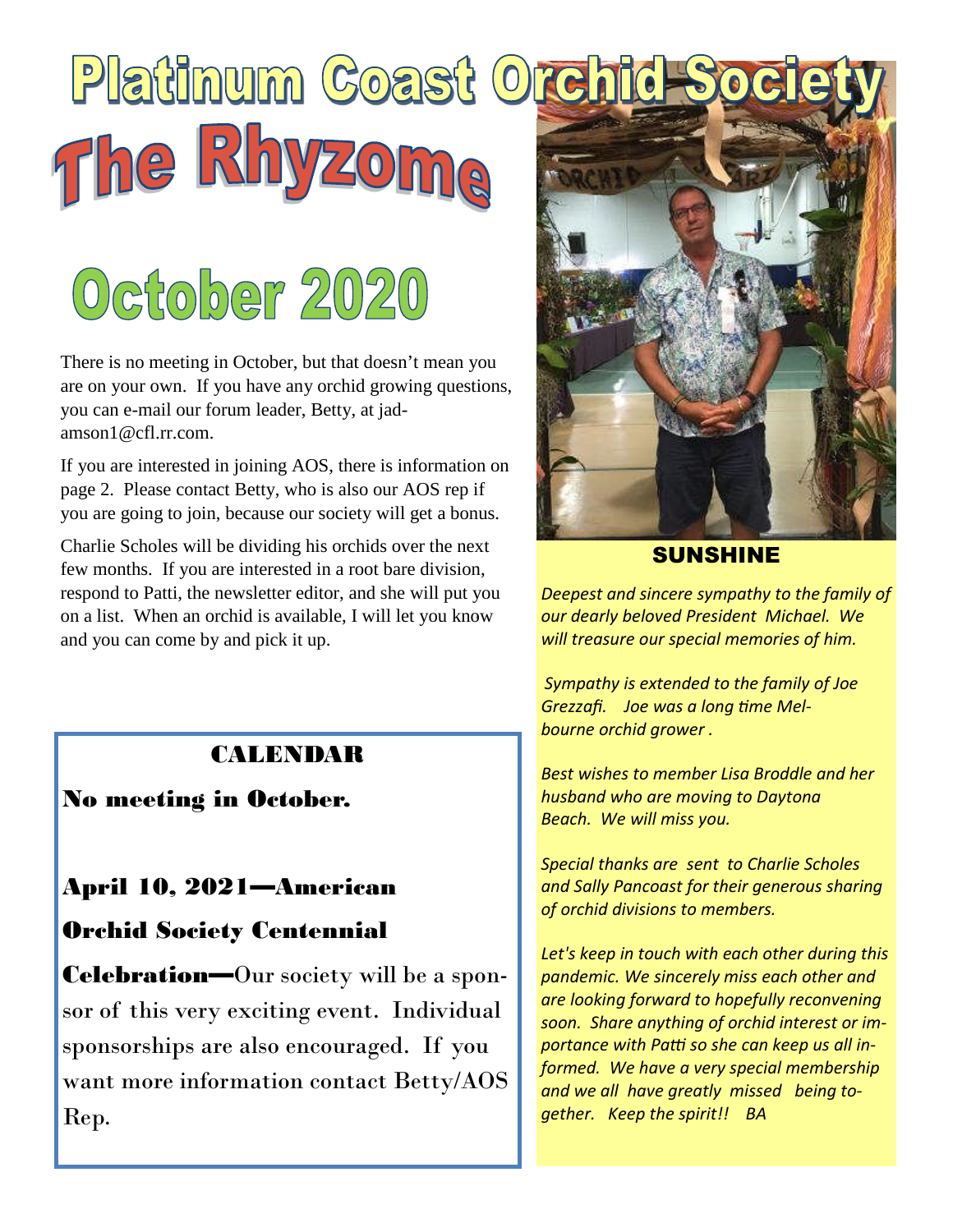# Platinum Coast Orchid Society

# The Rhyzome

## October 2020

There is no meeting in October, but that doesn't mean you are on your own. If you have any orchid growing questions, you can e-mail our forum leader, Betty, at jadamson1@cfl.rr.com.

If you are interested in joining AOS, there is information on page 2. Please contact Betty, who is also our AOS rep if you are going to join, because our society will get a bonus.

Charlie Scholes will be dividing his orchids over the next few months. If you are interested in a root bare division, respond to Patti, the newsletter editor, and she will put you on a list. When an orchid is available, I will let you know and you can come by and pick it up.

### CALENDAR

**No meeting in October.**

**April 10, 2021—American Orchid Society Centennial Celebration—**Our society will be a sponsor of this very exciting event. Individual sponsorships are also encouraged. If you want more information contact Betty/AOS Rep.

### SUNSHINE

*Deepest and sincere sympathy to the family of our dearly beloved President Michael. We will treasure our special memories of him.*

*Sympathy is extended to the family of Joe Grezzafi. Joe was a long time Melbourne orchid grower .*

*Best wishes to member Lisa Broddle and her husband who are moving to Daytona Beach. We will miss you.*

*Special thanks are sent to Charlie Scholes and Sally Pancoast for their generous sharing of orchid divisions to members.*

*Let's keep in touch with each other during this pandemic. We sincerely miss each other and are looking forward to hopefully reconvening soon. Share anything of orchid interest or importance with Patti so she can keep us all informed. We have a very special membership and we all have greatly missed being together. Keep the spirit!! BA*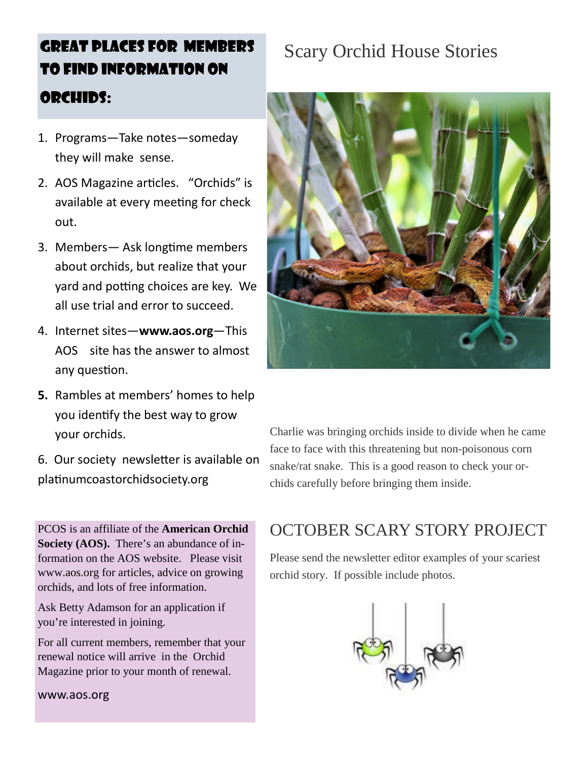## Great places for members to find information on orchids:

1. Programs—Take notes—someday they will make sense.
2. AOS Magazine articles. "Orchids" is available at every meeting for check out.
3. Members— Ask longtime members about orchids, but realize that your yard and potting choices are key. We all use trial and error to succeed.
4. Internet sites—**www.aos.org**—This AOS site has the answer to almost any question.
5. Rambles at members' homes to help you identify the best way to grow your orchids.
6. Our society newsletter is available on platinumcoastorchidsociety.org

PCOS is an affiliate of the **American Orchid Society (AOS).** There's an abundance of information on the AOS website. Please visit www.aos.org for articles, advice on growing orchids, and lots of free information.

Ask Betty Adamson for an application if you're interested in joining.

For all current members, remember that your renewal notice will arrive in the Orchid Magazine prior to your month of renewal.

www.aos.org

## Scary Orchid House Stories

Charlie was bringing orchids inside to divide when he came face to face with this threatening but non-poisonous corn snake/rat snake. This is a good reason to check your orchids carefully before bringing them inside.

## OCTOBER SCARY STORY PROJECT

Please send the newsletter editor examples of your scariest orchid story. If possible include photos.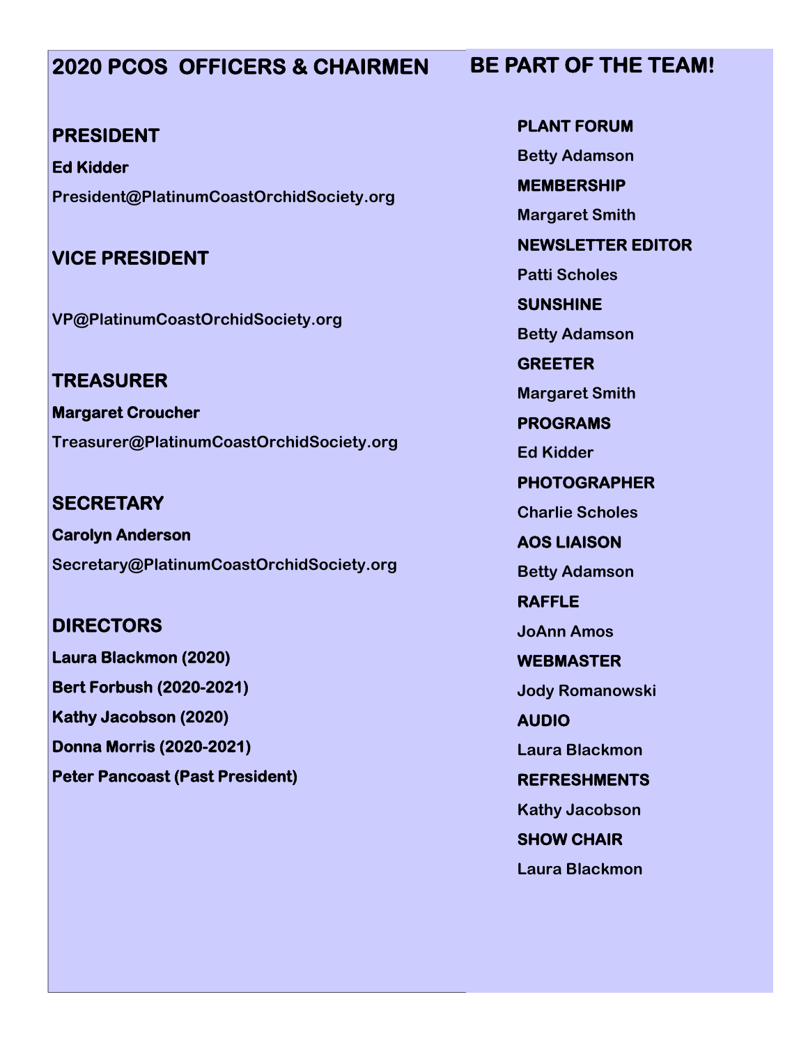## 2020 PCOS OFFICERS & CHAIRMEN

### PRESIDENT

**Ed Kidder**

**President@PlatinumCoastOrchidSociety.org**

### VICE PRESIDENT

**VP@PlatinumCoastOrchidSociety.org**

### TREASURER

**Margaret Croucher**

**Treasurer@PlatinumCoastOrchidSociety.org**

### SECRETARY

**Carolyn Anderson**

**Secretary@PlatinumCoastOrchidSociety.org**

### DIRECTORS

**Laura Blackmon (2020)**

**Bert Forbush (2020-2021)**

**Kathy Jacobson (2020)**

**Donna Morris (2020-2021)**

**Peter Pancoast (Past President)**

## BE PART OF THE TEAM!

**PLANT FORUM**

**Betty Adamson**

**MEMBERSHIP**

**Margaret Smith**

**NEWSLETTER EDITOR**

**Patti Scholes**

**SUNSHINE**

**Betty Adamson**

**GREETER**

**Margaret Smith**

**PROGRAMS**

**Ed Kidder**

**PHOTOGRAPHER**

**Charlie Scholes**

**AOS LIAISON**

**Betty Adamson**

**RAFFLE**

**JoAnn Amos**

**WEBMASTER**

**Jody Romanowski**

**AUDIO**

**Laura Blackmon**

**REFRESHMENTS**

**Kathy Jacobson**

**SHOW CHAIR**

**Laura Blackmon**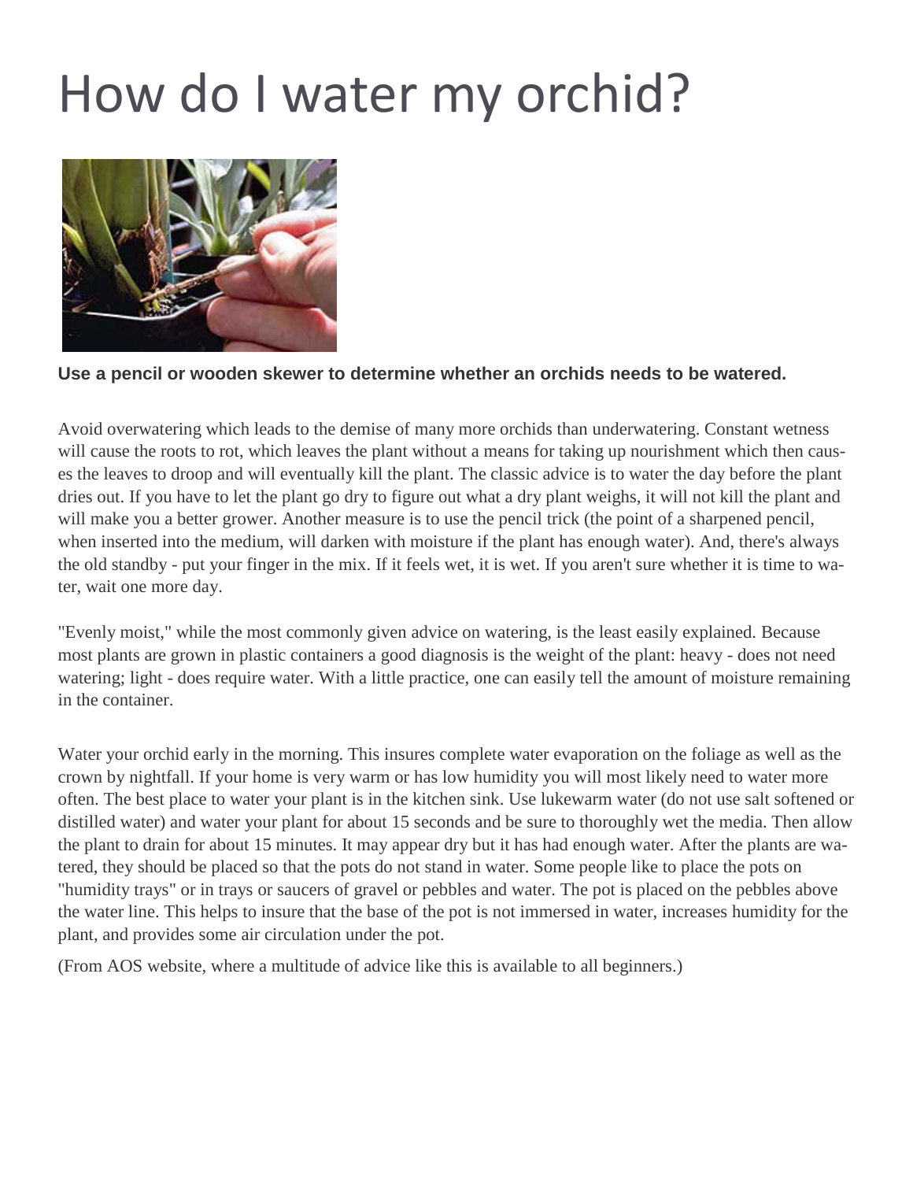# How do I water my orchid?

**Use a pencil or wooden skewer to determine whether an orchids needs to be watered.**

Avoid overwatering which leads to the demise of many more orchids than underwatering. Constant wetness will cause the roots to rot, which leaves the plant without a means for taking up nourishment which then causes the leaves to droop and will eventually kill the plant. The classic advice is to water the day before the plant dries out. If you have to let the plant go dry to figure out what a dry plant weighs, it will not kill the plant and will make you a better grower. Another measure is to use the pencil trick (the point of a sharpened pencil, when inserted into the medium, will darken with moisture if the plant has enough water). And, there's always the old standby - put your finger in the mix. If it feels wet, it is wet. If you aren't sure whether it is time to water, wait one more day.

"Evenly moist," while the most commonly given advice on watering, is the least easily explained. Because most plants are grown in plastic containers a good diagnosis is the weight of the plant: heavy - does not need watering; light - does require water. With a little practice, one can easily tell the amount of moisture remaining in the container.

Water your orchid early in the morning. This insures complete water evaporation on the foliage as well as the crown by nightfall. If your home is very warm or has low humidity you will most likely need to water more often. The best place to water your plant is in the kitchen sink. Use lukewarm water (do not use salt softened or distilled water) and water your plant for about 15 seconds and be sure to thoroughly wet the media. Then allow the plant to drain for about 15 minutes. It may appear dry but it has had enough water. After the plants are watered, they should be placed so that the pots do not stand in water. Some people like to place the pots on "humidity trays" or in trays or saucers of gravel or pebbles and water. The pot is placed on the pebbles above the water line. This helps to insure that the base of the pot is not immersed in water, increases humidity for the plant, and provides some air circulation under the pot.

(From AOS website, where a multitude of advice like this is available to all beginners.)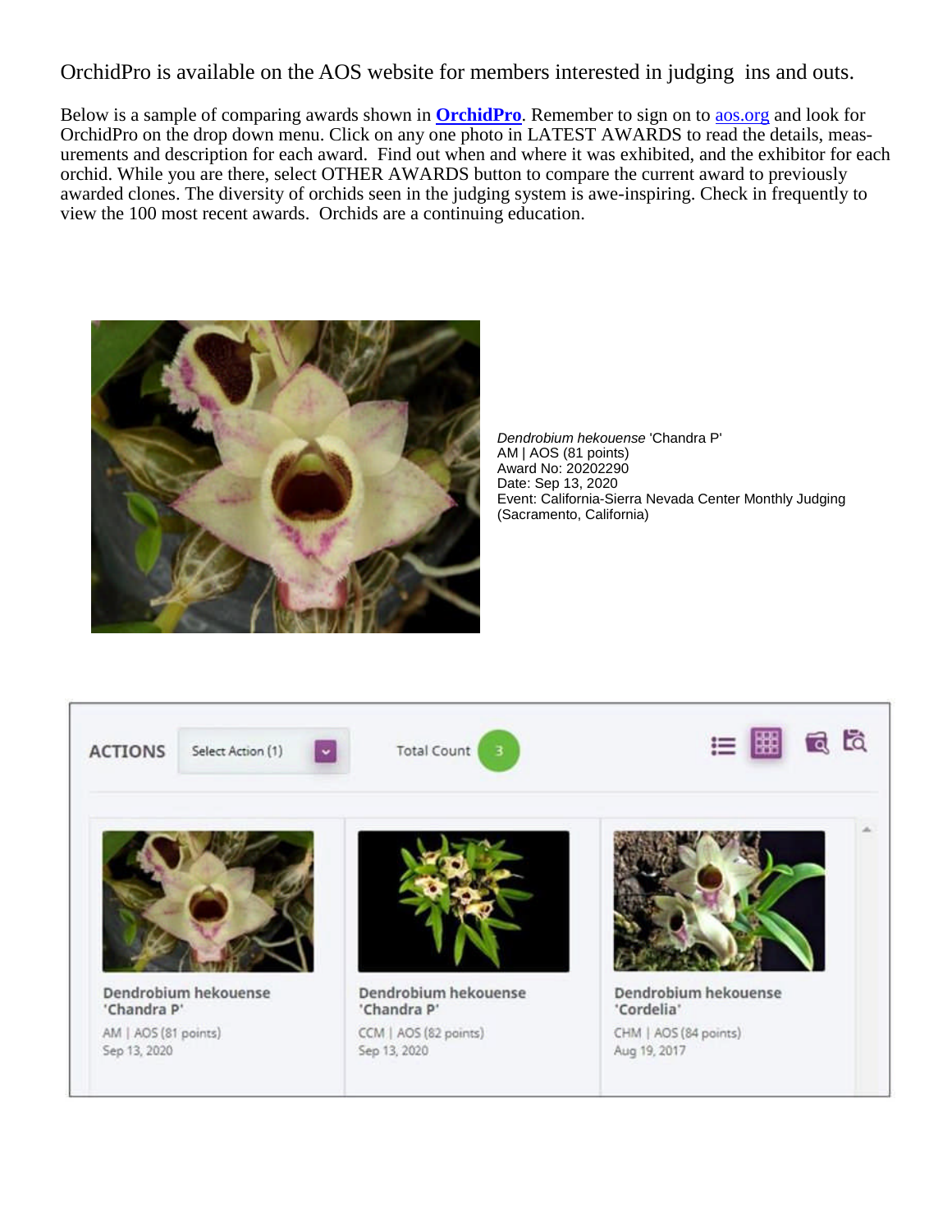OrchidPro is available on the AOS website for members interested in judging ins and outs.

Below is a sample of comparing awards shown in **OrchidPro**. Remember to sign on to aos.org and look for OrchidPro on the drop down menu. Click on any one photo in LATEST AWARDS to read the details, measurements and description for each award. Find out when and where it was exhibited, and the exhibitor for each orchid. While you are there, select OTHER AWARDS button to compare the current award to previously awarded clones. The diversity of orchids seen in the judging system is awe-inspiring. Check in frequently to view the 100 most recent awards. Orchids are a continuing education.

*Dendrobium hekouense* 'Chandra P'
AM | AOS (81 points)
Award No: 20202290
Date: Sep 13, 2020
Event: California-Sierra Nevada Center Monthly Judging (Sacramento, California)

ACTIONS | Select Action (1) | Total Count 3

| Dendrobium hekouense 'Chandra P' | Dendrobium hekouense 'Chandra P' | Dendrobium hekouense 'Cordelia' |
|---|---|---|
| AM \| AOS (81 points) | CCM \| AOS (82 points) | CHM \| AOS (84 points) |
| Sep 13, 2020 | Sep 13, 2020 | Aug 19, 2017 |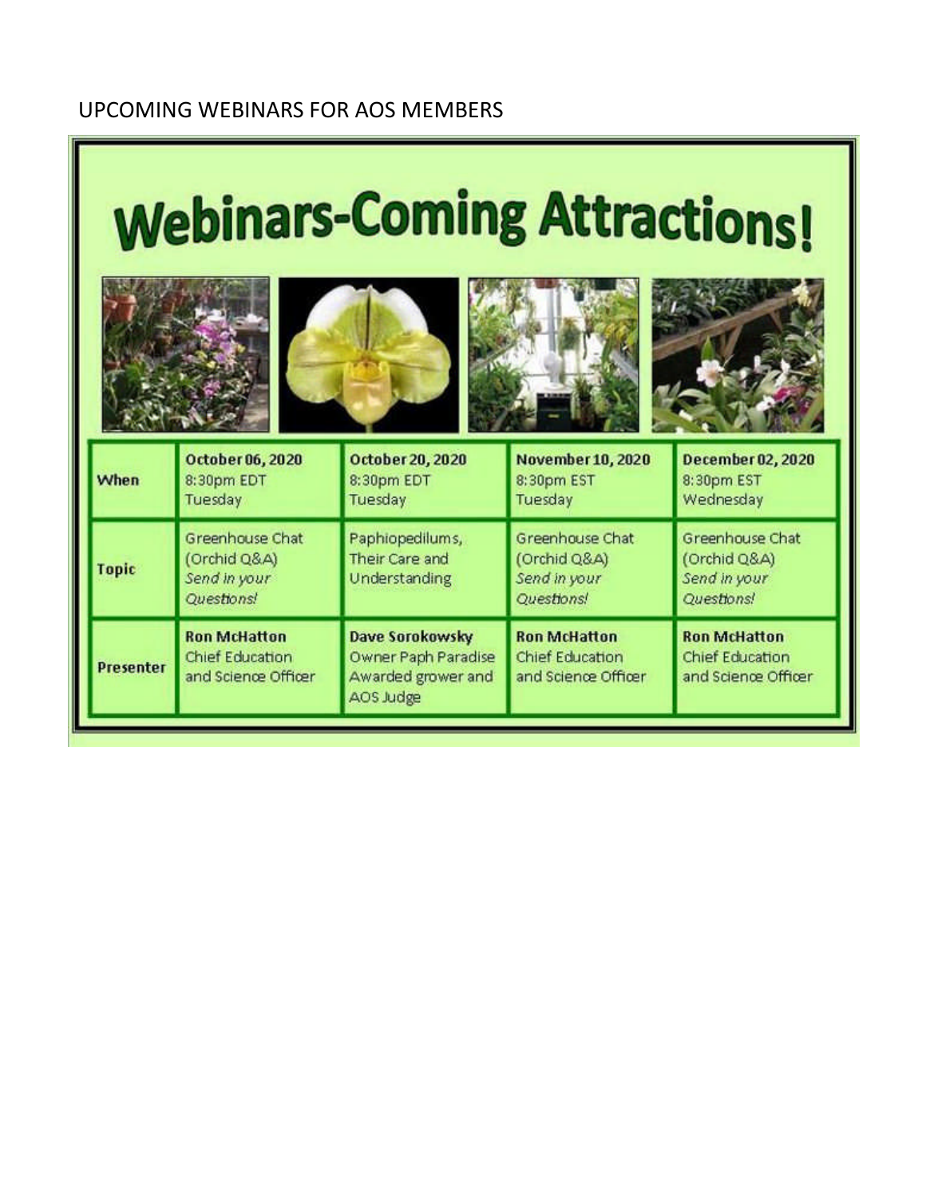UPCOMING WEBINARS FOR AOS MEMBERS

# Webinars-Coming Attractions!

| | | | | |
|---|---|---|---|---|
| **When** | **October 06, 2020** 8:30pm EDT Tuesday | **October 20, 2020** 8:30pm EDT Tuesday | **November 10, 2020** 8:30pm EST Tuesday | **December 02, 2020** 8:30pm EST Wednesday |
| **Topic** | Greenhouse Chat (Orchid Q&A) *Send in your Questions!* | Paphiopedilums, Their Care and Understanding | Greenhouse Chat (Orchid Q&A) *Send in your Questions!* | Greenhouse Chat (Orchid Q&A) *Send in your Questions!* |
| **Presenter** | **Ron McHatton** Chief Education and Science Officer | **Dave Sorokowsky** Owner Paph Paradise Awarded grower and AOS Judge | **Ron McHatton** Chief Education and Science Officer | **Ron McHatton** Chief Education and Science Officer |